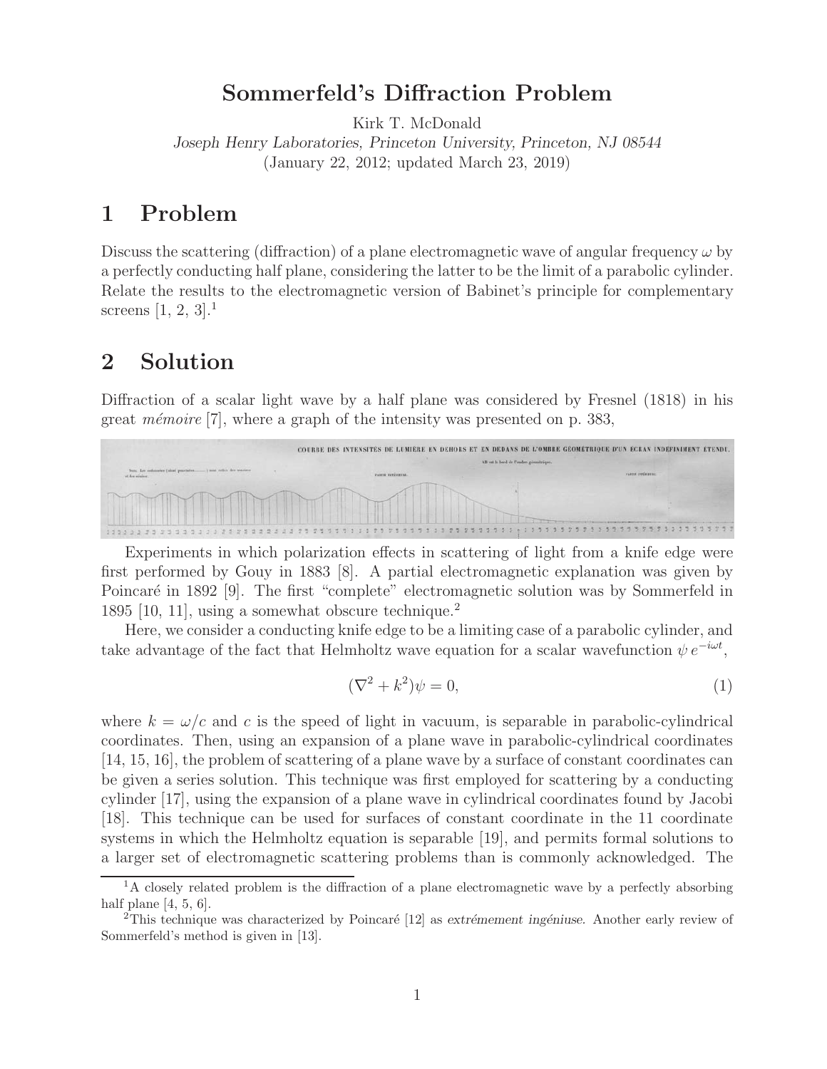# Sommerfeld's Diffraction Problem

Kirk T. McDonald

*Joseph Henry Laboratories, Princeton University, Princeton, NJ 08544*

(January 22, 2012; updated March 23, 2019)

## 1 Problem

Discuss the scattering (diffraction) of a plane electromagnetic wave of angular frequency $\omega$ by a perfectly conducting half plane, considering the latter to be the limit of a parabolic cylinder. Relate the results to the electromagnetic version of Babinet's principle for complementary screens [1, 2, 3].[1]

## 2 Solution

Diffraction of a scalar light wave by a half plane was considered by Fresnel (1818) in his great *mémoire* [7], where a graph of the intensity was presented on p. 383,

Experiments in which polarization effects in scattering of light from a knife edge were first performed by Gouy in 1883 [8]. A partial electromagnetic explanation was given by Poincaré in 1892 [9]. The first "complete" electromagnetic solution was by Sommerfeld in 1895 [10, 11], using a somewhat obscure technique.[2]

Here, we consider a conducting knife edge to be a limiting case of a parabolic cylinder, and take advantage of the fact that Helmholtz wave equation for a scalar wavefunction $\psi\, e^{-i\omega t}$,

$$(\nabla^2 + k^2)\psi = 0, \tag{1}$$

where $k = \omega/c$ and $c$ is the speed of light in vacuum, is separable in parabolic-cylindrical coordinates. Then, using an expansion of a plane wave in parabolic-cylindrical coordinates [14, 15, 16], the problem of scattering of a plane wave by a surface of constant coordinates can be given a series solution. This technique was first employed for scattering by a conducting cylinder [17], using the expansion of a plane wave in cylindrical coordinates found by Jacobi [18]. This technique can be used for surfaces of constant coordinate in the 11 coordinate systems in which the Helmholtz equation is separable [19], and permits formal solutions to a larger set of electromagnetic scattering problems than is commonly acknowledged. The

---

[1] A closely related problem is the diffraction of a plane electromagnetic wave by a perfectly absorbing half plane [4, 5, 6].

[2] This technique was characterized by Poincaré [12] as *extrémement ingéniuse*. Another early review of Sommerfeld's method is given in [13].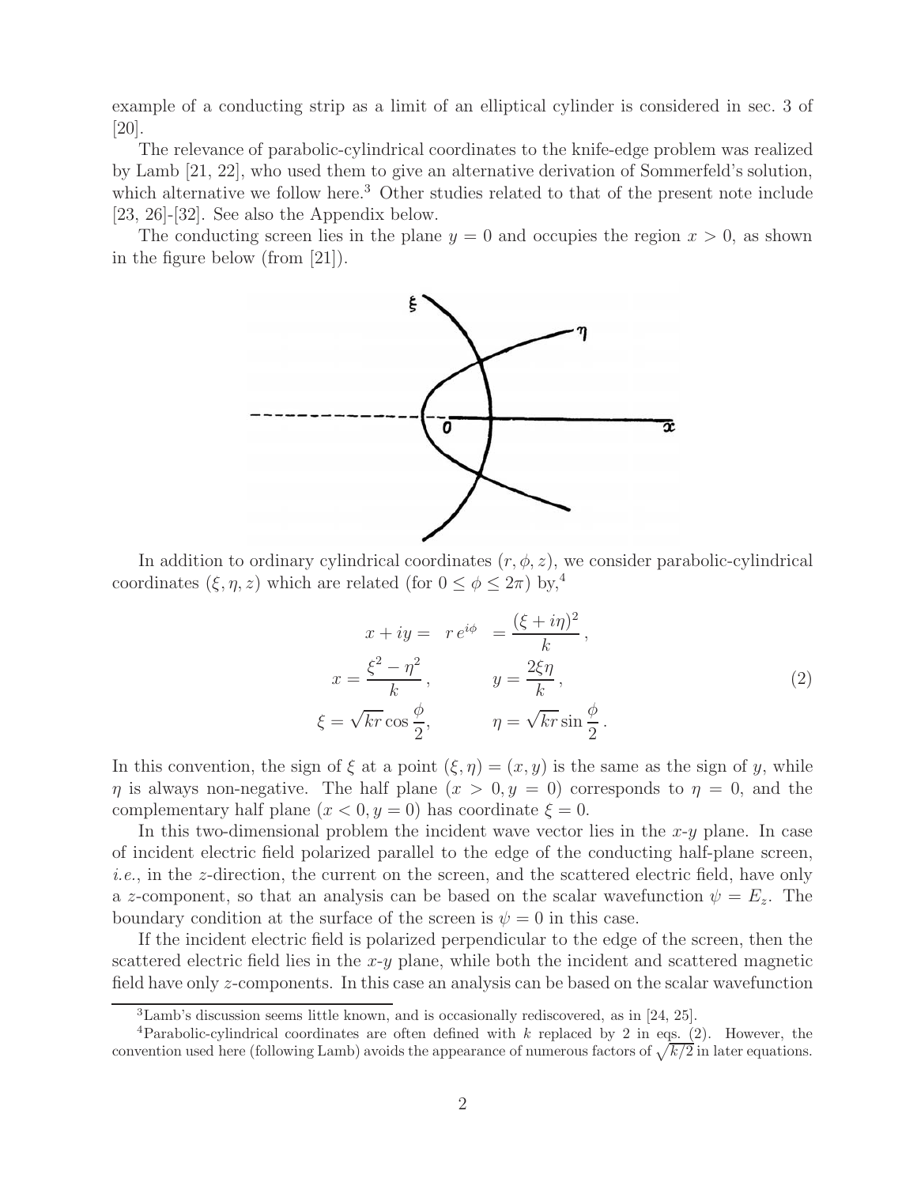example of a conducting strip as a limit of an elliptical cylinder is considered in sec. 3 of [20].

The relevance of parabolic-cylindrical coordinates to the knife-edge problem was realized by Lamb [21, 22], who used them to give an alternative derivation of Sommerfeld's solution, which alternative we follow here.[3] Other studies related to that of the present note include [23, 26]-[32]. See also the Appendix below.

The conducting screen lies in the plane $y = 0$ and occupies the region $x > 0$, as shown in the figure below (from [21]).

In addition to ordinary cylindrical coordinates $(r, \phi, z)$, we consider parabolic-cylindrical coordinates $(\xi, \eta, z)$ which are related (for $0 \le \phi \le 2\pi$) by,[4]

$$
\begin{aligned}
x + iy = \;\; r\, e^{i\phi} \;\; &= \frac{(\xi + i\eta)^2}{k}\,, \\
x = \frac{\xi^2 - \eta^2}{k}\,, \qquad & y = \frac{2\xi\eta}{k}\,, \\
\xi = \sqrt{kr}\cos\frac{\phi}{2}, \qquad & \eta = \sqrt{kr}\sin\frac{\phi}{2}\,.
\end{aligned}
\tag{2}
$$

In this convention, the sign of $\xi$ at a point $(\xi, \eta) = (x, y)$ is the same as the sign of $y$, while $\eta$ is always non-negative. The half plane $(x > 0, y = 0)$ corresponds to $\eta = 0$, and the complementary half plane $(x < 0, y = 0)$ has coordinate $\xi = 0$.

In this two-dimensional problem the incident wave vector lies in the $x$-$y$ plane. In case of incident electric field polarized parallel to the edge of the conducting half-plane screen, *i.e.*, in the $z$-direction, the current on the screen, and the scattered electric field, have only a $z$-component, so that an analysis can be based on the scalar wavefunction $\psi = E_z$. The boundary condition at the surface of the screen is $\psi = 0$ in this case.

If the incident electric field is polarized perpendicular to the edge of the screen, then the scattered electric field lies in the $x$-$y$ plane, while both the incident and scattered magnetic field have only $z$-components. In this case an analysis can be based on the scalar wavefunction

---

[3] Lamb's discussion seems little known, and is occasionally rediscovered, as in [24, 25].

[4] Parabolic-cylindrical coordinates are often defined with $k$ replaced by 2 in eqs. (2). However, the convention used here (following Lamb) avoids the appearance of numerous factors of $\sqrt{k/2}$ in later equations.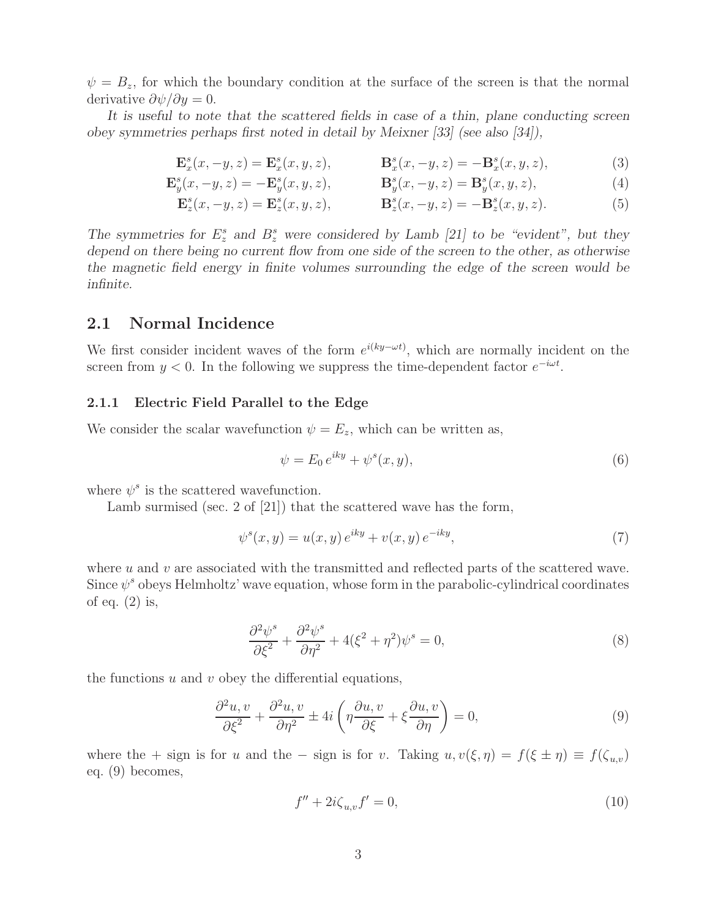$\psi = B_z$, for which the boundary condition at the surface of the screen is that the normal derivative $\partial\psi/\partial y = 0$.

*It is useful to note that the scattered fields in case of a thin, plane conducting screen obey symmetries perhaps first noted in detail by Meixner [33] (see also [34]),*

$$\mathbf{E}^s_x(x, -y, z) = \mathbf{E}^s_x(x, y, z), \qquad \mathbf{B}^s_x(x, -y, z) = -\mathbf{B}^s_x(x, y, z), \tag{3}$$

$$\mathbf{E}^s_y(x, -y, z) = -\mathbf{E}^s_y(x, y, z), \qquad \mathbf{B}^s_y(x, -y, z) = \mathbf{B}^s_y(x, y, z), \tag{4}$$

$$\mathbf{E}^s_z(x, -y, z) = \mathbf{E}^s_z(x, y, z), \qquad \mathbf{B}^s_z(x, -y, z) = -\mathbf{B}^s_z(x, y, z). \tag{5}$$

*The symmetries for $E^s_z$ and $B^s_z$ were considered by Lamb [21] to be "evident", but they depend on there being no current flow from one side of the screen to the other, as otherwise the magnetic field energy in finite volumes surrounding the edge of the screen would be infinite.*

## 2.1 Normal Incidence

We first consider incident waves of the form $e^{i(ky-\omega t)}$, which are normally incident on the screen from $y < 0$. In the following we suppress the time-dependent factor $e^{-i\omega t}$.

### 2.1.1 Electric Field Parallel to the Edge

We consider the scalar wavefunction $\psi = E_z$, which can be written as,

$$\psi = E_0\, e^{iky} + \psi^s(x, y), \tag{6}$$

where $\psi^s$ is the scattered wavefunction.

Lamb surmised (sec. 2 of [21]) that the scattered wave has the form,

$$\psi^s(x, y) = u(x, y)\, e^{iky} + v(x, y)\, e^{-iky}, \tag{7}$$

where $u$ and $v$ are associated with the transmitted and reflected parts of the scattered wave. Since $\psi^s$ obeys Helmholtz' wave equation, whose form in the parabolic-cylindrical coordinates of eq. (2) is,

$$\frac{\partial^2\psi^s}{\partial\xi^2} + \frac{\partial^2\psi^s}{\partial\eta^2} + 4(\xi^2 + \eta^2)\psi^s = 0, \tag{8}$$

the functions $u$ and $v$ obey the differential equations,

$$\frac{\partial^2 u, v}{\partial\xi^2} + \frac{\partial^2 u, v}{\partial\eta^2} \pm 4i\left(\eta\frac{\partial u, v}{\partial\xi} + \xi\frac{\partial u, v}{\partial\eta}\right) = 0, \tag{9}$$

where the $+$ sign is for $u$ and the $-$ sign is for $v$. Taking $u, v(\xi, \eta) = f(\xi \pm \eta) \equiv f(\zeta_{u,v})$ eq. (9) becomes,

$$f'' + 2i\zeta_{u,v} f' = 0, \tag{10}$$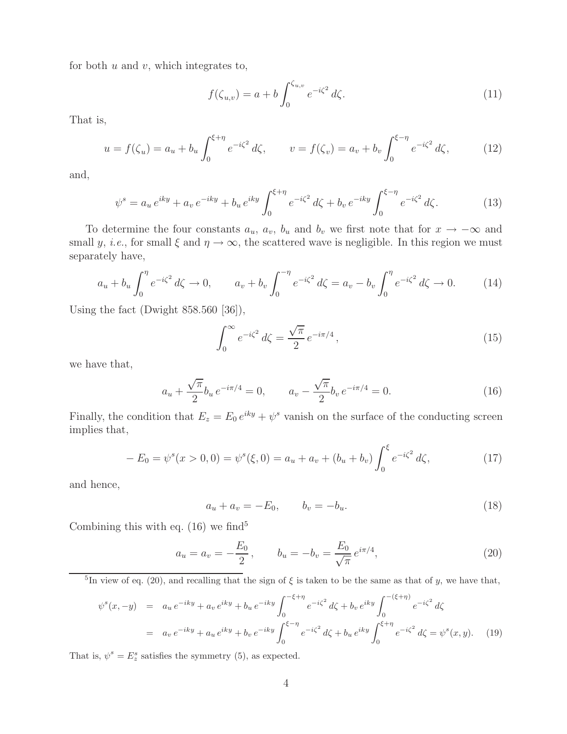for both $u$ and $v$, which integrates to,

$$f(\zeta_{u,v}) = a + b \int_0^{\zeta_{u,v}} e^{-i\zeta^2}\, d\zeta. \tag{11}$$

That is,

$$u = f(\zeta_u) = a_u + b_u \int_0^{\xi+\eta} e^{-i\zeta^2}\, d\zeta, \qquad v = f(\zeta_v) = a_v + b_v \int_0^{\xi-\eta} e^{-i\zeta^2}\, d\zeta, \tag{12}$$

and,

$$\psi^s = a_u\, e^{iky} + a_v\, e^{-iky} + b_u\, e^{iky} \int_0^{\xi+\eta} e^{-i\zeta^2}\, d\zeta + b_v\, e^{-iky} \int_0^{\xi-\eta} e^{-i\zeta^2}\, d\zeta. \tag{13}$$

To determine the four constants $a_u$, $a_v$, $b_u$ and $b_v$ we first note that for $x \to -\infty$ and small $y$, *i.e.*, for small $\xi$ and $\eta \to \infty$, the scattered wave is negligible. In this region we must separately have,

$$a_u + b_u \int_0^{\eta} e^{-i\zeta^2}\, d\zeta \to 0, \qquad a_v + b_v \int_0^{-\eta} e^{-i\zeta^2}\, d\zeta = a_v - b_v \int_0^{\eta} e^{-i\zeta^2}\, d\zeta \to 0. \tag{14}$$

Using the fact (Dwight 858.560 [36]),

$$\int_0^{\infty} e^{-i\zeta^2}\, d\zeta = \frac{\sqrt{\pi}}{2}\, e^{-i\pi/4}, \tag{15}$$

we have that,

$$a_u + \frac{\sqrt{\pi}}{2} b_u\, e^{-i\pi/4} = 0, \qquad a_v - \frac{\sqrt{\pi}}{2} b_v\, e^{-i\pi/4} = 0. \tag{16}$$

Finally, the condition that $E_z = E_0\, e^{iky} + \psi^s$ vanish on the surface of the conducting screen implies that,

$$-E_0 = \psi^s(x > 0, 0) = \psi^s(\xi, 0) = a_u + a_v + (b_u + b_v) \int_0^{\xi} e^{-i\zeta^2}\, d\zeta, \tag{17}$$

and hence,

$$a_u + a_v = -E_0, \qquad b_v = -b_u. \tag{18}$$

Combining this with eq. (16) we find[5]

$$a_u = a_v = -\frac{E_0}{2}, \qquad b_u = -b_v = \frac{E_0}{\sqrt{\pi}}\, e^{i\pi/4}, \tag{20}$$

---

[5]In view of eq. (20), and recalling that the sign of $\xi$ is taken to be the same as that of $y$, we have that,

$$\begin{aligned}
\psi^s(x, -y) &= a_u\, e^{-iky} + a_v\, e^{iky} + b_u\, e^{-iky} \int_0^{-\xi+\eta} e^{-i\zeta^2}\, d\zeta + b_v\, e^{iky} \int_0^{-(\xi+\eta)} e^{-i\zeta^2}\, d\zeta \\
&= a_v\, e^{-iky} + a_u\, e^{iky} + b_v\, e^{-iky} \int_0^{\xi-\eta} e^{-i\zeta^2}\, d\zeta + b_u\, e^{iky} \int_0^{\xi+\eta} e^{-i\zeta^2}\, d\zeta = \psi^s(x, y).
\end{aligned} \tag{19}$$

That is, $\psi^s = E_z^s$ satisfies the symmetry (5), as expected.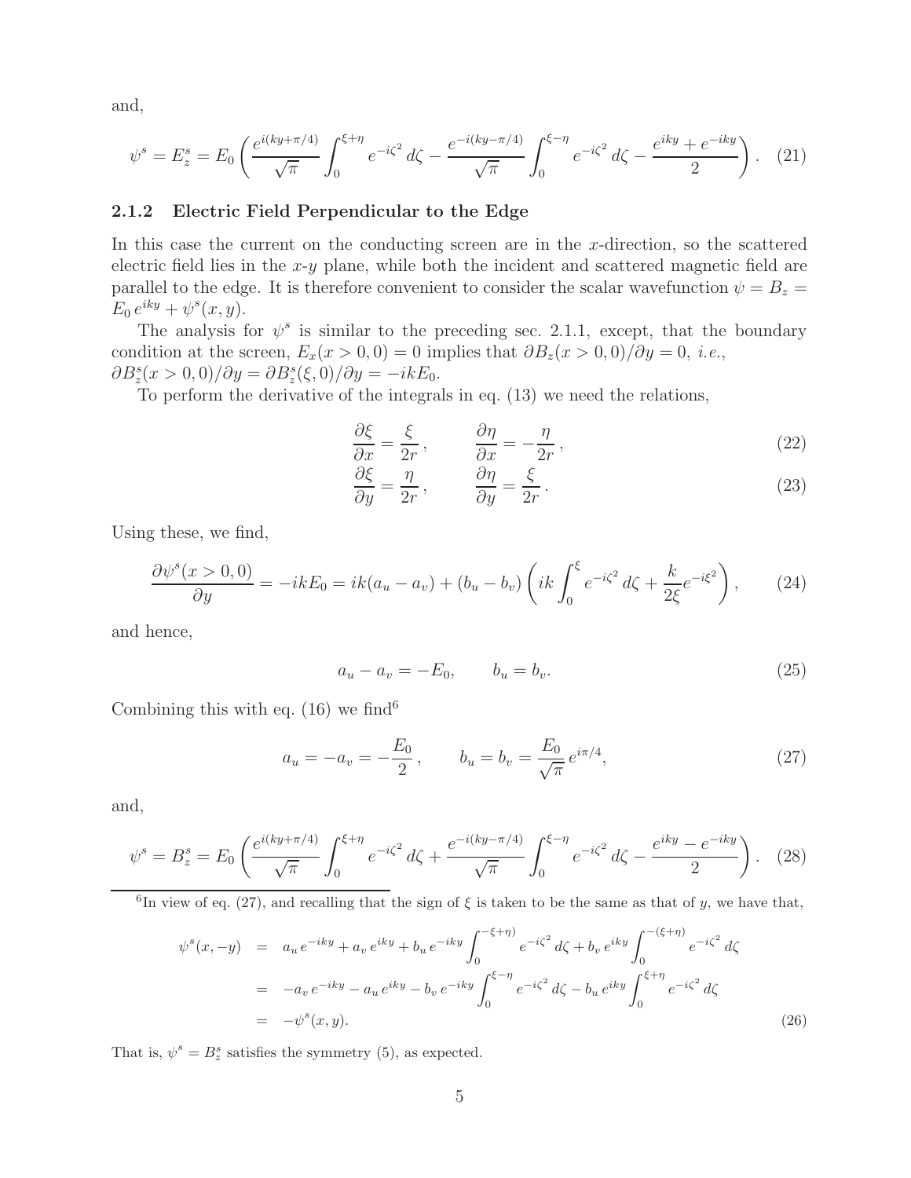and,

$$\psi^s = E_z^s = E_0 \left( \frac{e^{i(ky+\pi/4)}}{\sqrt{\pi}} \int_0^{\xi+\eta} e^{-i\zeta^2}\, d\zeta - \frac{e^{-i(ky-\pi/4)}}{\sqrt{\pi}} \int_0^{\xi-\eta} e^{-i\zeta^2}\, d\zeta - \frac{e^{iky} + e^{-iky}}{2} \right). \quad (21)$$

### 2.1.2 Electric Field Perpendicular to the Edge

In this case the current on the conducting screen are in the $x$-direction, so the scattered electric field lies in the $x$-$y$ plane, while both the incident and scattered magnetic field are parallel to the edge. It is therefore convenient to consider the scalar wavefunction $\psi = B_z = E_0\, e^{iky} + \psi^s(x, y)$.

The analysis for $\psi^s$ is similar to the preceding sec. 2.1.1, except, that the boundary condition at the screen, $E_x(x > 0, 0) = 0$ implies that $\partial B_z(x > 0, 0)/\partial y = 0$, *i.e.*, $\partial B_z^s(x > 0, 0)/\partial y = \partial B_z^s(\xi, 0)/\partial y = -ikE_0$.

To perform the derivative of the integrals in eq. (13) we need the relations,

$$\frac{\partial \xi}{\partial x} = \frac{\xi}{2r}, \qquad \frac{\partial \eta}{\partial x} = -\frac{\eta}{2r}, \quad (22)$$

$$\frac{\partial \xi}{\partial y} = \frac{\eta}{2r}, \qquad \frac{\partial \eta}{\partial y} = \frac{\xi}{2r}. \quad (23)$$

Using these, we find,

$$\frac{\partial \psi^s(x > 0, 0)}{\partial y} = -ikE_0 = ik(a_u - a_v) + (b_u - b_v) \left( ik \int_0^{\xi} e^{-i\zeta^2}\, d\zeta + \frac{k}{2\xi} e^{-i\xi^2} \right), \quad (24)$$

and hence,

$$a_u - a_v = -E_0, \qquad b_u = b_v. \quad (25)$$

Combining this with eq. (16) we find[6]

$$a_u = -a_v = -\frac{E_0}{2}, \qquad b_u = b_v = \frac{E_0}{\sqrt{\pi}} e^{i\pi/4}, \quad (27)$$

and,

$$\psi^s = B_z^s = E_0 \left( \frac{e^{i(ky+\pi/4)}}{\sqrt{\pi}} \int_0^{\xi+\eta} e^{-i\zeta^2}\, d\zeta + \frac{e^{-i(ky-\pi/4)}}{\sqrt{\pi}} \int_0^{\xi-\eta} e^{-i\zeta^2}\, d\zeta - \frac{e^{iky} - e^{-iky}}{2} \right). \quad (28)$$

---

[6]In view of eq. (27), and recalling that the sign of $\xi$ is taken to be the same as that of $y$, we have that,

$$\begin{aligned}
\psi^s(x, -y) &= a_u\, e^{-iky} + a_v\, e^{iky} + b_u\, e^{-iky} \int_0^{-\xi+\eta)} e^{-i\zeta^2}\, d\zeta + b_v\, e^{iky} \int_0^{-(\xi+\eta)} e^{-i\zeta^2}\, d\zeta \\
&= -a_v\, e^{-iky} - a_u\, e^{iky} - b_v\, e^{-iky} \int_0^{\xi-\eta} e^{-i\zeta^2}\, d\zeta - b_u\, e^{iky} \int_0^{\xi+\eta} e^{-i\zeta^2}\, d\zeta \\
&= -\psi^s(x, y).
\end{aligned} \quad (26)$$

That is, $\psi^s = B_z^s$ satisfies the symmetry (5), as expected.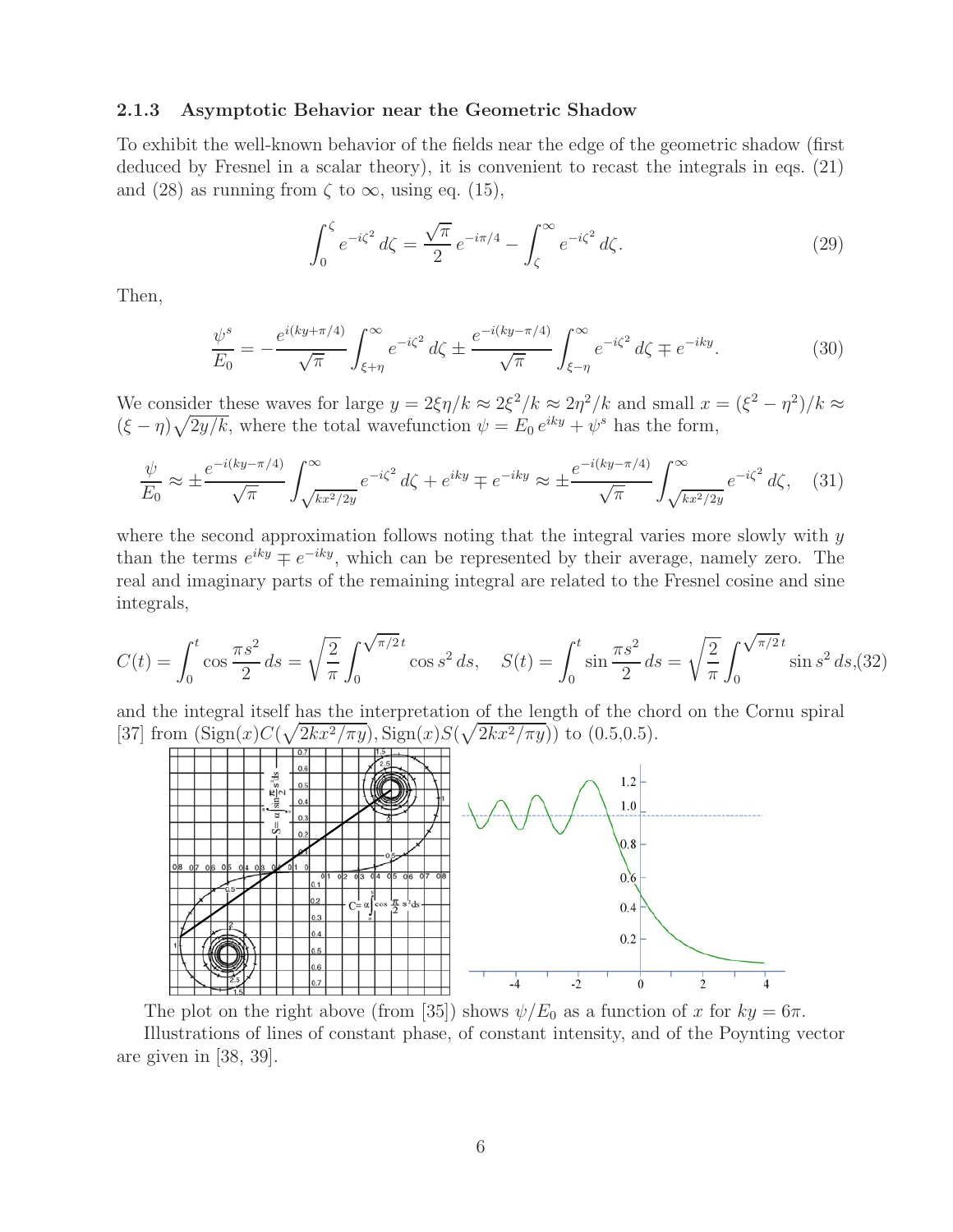### 2.1.3 Asymptotic Behavior near the Geometric Shadow

To exhibit the well-known behavior of the fields near the edge of the geometric shadow (first deduced by Fresnel in a scalar theory), it is convenient to recast the integrals in eqs. (21) and (28) as running from $\zeta$ to $\infty$, using eq. (15),

$$\int_0^{\zeta} e^{-i\zeta^2}\, d\zeta = \frac{\sqrt{\pi}}{2}\, e^{-i\pi/4} - \int_{\zeta}^{\infty} e^{-i\zeta^2}\, d\zeta. \tag{29}$$

Then,

$$\frac{\psi^s}{E_0} = -\frac{e^{i(ky+\pi/4)}}{\sqrt{\pi}} \int_{\xi+\eta}^{\infty} e^{-i\zeta^2}\, d\zeta \pm \frac{e^{-i(ky-\pi/4)}}{\sqrt{\pi}} \int_{\xi-\eta}^{\infty} e^{-i\zeta^2}\, d\zeta \mp e^{-iky}. \tag{30}$$

We consider these waves for large $y = 2\xi\eta/k \approx 2\xi^2/k \approx 2\eta^2/k$ and small $x = (\xi^2 - \eta^2)/k \approx (\xi - \eta)\sqrt{2y/k}$, where the total wavefunction $\psi = E_0\, e^{iky} + \psi^s$ has the form,

$$\frac{\psi}{E_0} \approx \pm\frac{e^{-i(ky-\pi/4)}}{\sqrt{\pi}} \int_{\sqrt{kx^2/2y}}^{\infty} e^{-i\zeta^2}\, d\zeta + e^{iky} \mp e^{-iky} \approx \pm\frac{e^{-i(ky-\pi/4)}}{\sqrt{\pi}} \int_{\sqrt{kx^2/2y}}^{\infty} e^{-i\zeta^2}\, d\zeta, \tag{31}$$

where the second approximation follows noting that the integral varies more slowly with $y$ than the terms $e^{iky} \mp e^{-iky}$, which can be represented by their average, namely zero. The real and imaginary parts of the remaining integral are related to the Fresnel cosine and sine integrals,

$$C(t) = \int_0^t \cos\frac{\pi s^2}{2}\, ds = \sqrt{\frac{2}{\pi}} \int_0^{\sqrt{\pi/2}\,t} \cos s^2\, ds, \quad S(t) = \int_0^t \sin\frac{\pi s^2}{2}\, ds = \sqrt{\frac{2}{\pi}} \int_0^{\sqrt{\pi/2}\,t} \sin s^2\, ds, \tag{32}$$

and the integral itself has the interpretation of the length of the chord on the Cornu spiral [37] from $(\text{Sign}(x)C(\sqrt{2kx^2/\pi y}), \text{Sign}(x)S(\sqrt{2kx^2/\pi y}))$ to (0.5,0.5).

The plot on the right above (from [35]) shows $\psi/E_0$ as a function of $x$ for $ky = 6\pi$.

Illustrations of lines of constant phase, of constant intensity, and of the Poynting vector are given in [38, 39].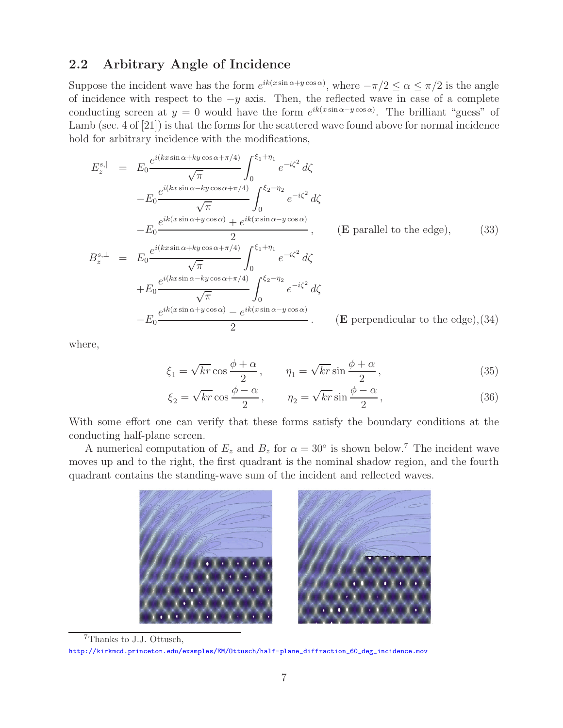### 2.2 Arbitrary Angle of Incidence

Suppose the incident wave has the form $e^{ik(x\sin\alpha+y\cos\alpha)}$, where $-\pi/2 \le \alpha \le \pi/2$ is the angle of incidence with respect to the $-y$ axis. Then, the reflected wave in case of a complete conducting screen at $y = 0$ would have the form $e^{ik(x\sin\alpha-y\cos\alpha)}$. The brilliant "guess" of Lamb (sec. 4 of [21]) is that the forms for the scattered wave found above for normal incidence hold for arbitrary incidence with the modifications,

$$
\begin{aligned}
E_z^{s,\parallel} &= E_0\frac{e^{i(kx\sin\alpha+ky\cos\alpha+\pi/4)}}{\sqrt{\pi}}\int_0^{\xi_1+\eta_1} e^{-i\zeta^2}\,d\zeta \\
&\quad -E_0\frac{e^{i(kx\sin\alpha-ky\cos\alpha+\pi/4)}}{\sqrt{\pi}}\int_0^{\xi_2-\eta_2} e^{-i\zeta^2}\,d\zeta \\
&\quad -E_0\frac{e^{ik(x\sin\alpha+y\cos\alpha)}+e^{ik(x\sin\alpha-y\cos\alpha)}}{2}, \qquad (\mathbf{E}\text{ parallel to the edge}), \qquad (33)
\end{aligned}
$$

$$
\begin{aligned}
B_z^{s,\perp} &= E_0\frac{e^{i(kx\sin\alpha+ky\cos\alpha+\pi/4)}}{\sqrt{\pi}}\int_0^{\xi_1+\eta_1} e^{-i\zeta^2}\,d\zeta \\
&\quad +E_0\frac{e^{i(kx\sin\alpha-ky\cos\alpha+\pi/4)}}{\sqrt{\pi}}\int_0^{\xi_2-\eta_2} e^{-i\zeta^2}\,d\zeta \\
&\quad -E_0\frac{e^{ik(x\sin\alpha+y\cos\alpha)}-e^{ik(x\sin\alpha-y\cos\alpha)}}{2}. \qquad (\mathbf{E}\text{ perpendicular to the edge}), (34)
\end{aligned}
$$

where,

$$
\xi_1 = \sqrt{kr}\cos\frac{\phi+\alpha}{2}, \qquad \eta_1 = \sqrt{kr}\sin\frac{\phi+\alpha}{2}, \qquad (35)
$$

$$
\xi_2 = \sqrt{kr}\cos\frac{\phi-\alpha}{2}, \qquad \eta_2 = \sqrt{kr}\sin\frac{\phi-\alpha}{2}, \qquad (36)
$$

With some effort one can verify that these forms satisfy the boundary conditions at the conducting half-plane screen.

A numerical computation of $E_z$ and $B_z$ for $\alpha = 30^\circ$ is shown below.[7] The incident wave moves up and to the right, the first quadrant is the nominal shadow region, and the fourth quadrant contains the standing-wave sum of the incident and reflected waves.

[7] Thanks to J.J. Ottusch,
http://kirkmcd.princeton.edu/examples/EM/Ottusch/half-plane_diffraction_60_deg_incidence.mov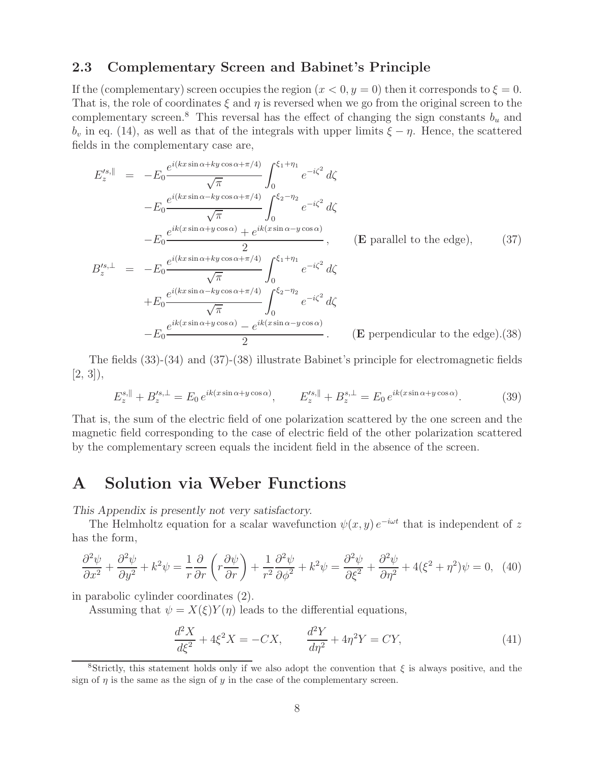### 2.3 Complementary Screen and Babinet's Principle

If the (complementary) screen occupies the region $(x < 0, y = 0)$ then it corresponds to $\xi = 0$. That is, the role of coordinates $\xi$ and $\eta$ is reversed when we go from the original screen to the complementary screen.[8] This reversal has the effect of changing the sign constants $b_u$ and $b_v$ in eq. (14), as well as that of the integrals with upper limits $\xi - \eta$. Hence, the scattered fields in the complementary case are,

$$
\begin{aligned}
E_z'^{s,\|} &= -E_0 \frac{e^{i(kx\sin\alpha + ky\cos\alpha + \pi/4)}}{\sqrt{\pi}} \int_0^{\xi_1+\eta_1} e^{-i\zeta^2}\, d\zeta \\
&\quad - E_0 \frac{e^{i(kx\sin\alpha - ky\cos\alpha + \pi/4)}}{\sqrt{\pi}} \int_0^{\xi_2-\eta_2} e^{-i\zeta^2}\, d\zeta \\
&\quad - E_0 \frac{e^{ik(x\sin\alpha + y\cos\alpha)} + e^{ik(x\sin\alpha - y\cos\alpha)}}{2}, \qquad (\mathbf{E} \text{ parallel to the edge}), \qquad (37) \\
B_z'^{s,\perp} &= -E_0 \frac{e^{i(kx\sin\alpha + ky\cos\alpha + \pi/4)}}{\sqrt{\pi}} \int_0^{\xi_1+\eta_1} e^{-i\zeta^2}\, d\zeta \\
&\quad + E_0 \frac{e^{i(kx\sin\alpha - ky\cos\alpha + \pi/4)}}{\sqrt{\pi}} \int_0^{\xi_2-\eta_2} e^{-i\zeta^2}\, d\zeta \\
&\quad - E_0 \frac{e^{ik(x\sin\alpha + y\cos\alpha)} - e^{ik(x\sin\alpha - y\cos\alpha)}}{2}. \qquad (\mathbf{E} \text{ perpendicular to the edge}). (38)
\end{aligned}
$$

The fields (33)-(34) and (37)-(38) illustrate Babinet's principle for electromagnetic fields [2, 3]),

$$
E_z^{s,\|} + B_z'^{s,\perp} = E_0\, e^{ik(x\sin\alpha + y\cos\alpha)}, \qquad E_z'^{s,\|} + B_z^{s,\perp} = E_0\, e^{ik(x\sin\alpha + y\cos\alpha)}. \qquad (39)
$$

That is, the sum of the electric field of one polarization scattered by the one screen and the magnetic field corresponding to the case of electric field of the other polarization scattered by the complementary screen equals the incident field in the absence of the screen.

# A Solution via Weber Functions

*This Appendix is presently not very satisfactory.*

The Helmholtz equation for a scalar wavefunction $\psi(x, y)\, e^{-i\omega t}$ that is independent of $z$ has the form,

$$
\frac{\partial^2 \psi}{\partial x^2} + \frac{\partial^2 \psi}{\partial y^2} + k^2 \psi = \frac{1}{r}\frac{\partial}{\partial r}\left(r \frac{\partial \psi}{\partial r}\right) + \frac{1}{r^2}\frac{\partial^2 \psi}{\partial \phi^2} + k^2 \psi = \frac{\partial^2 \psi}{\partial \xi^2} + \frac{\partial^2 \psi}{\partial \eta^2} + 4(\xi^2 + \eta^2)\psi = 0, \quad (40)
$$

in parabolic cylinder coordinates (2).

Assuming that $\psi = X(\xi)Y(\eta)$ leads to the differential equations,

$$
\frac{d^2 X}{d\xi^2} + 4\xi^2 X = -CX, \qquad \frac{d^2 Y}{d\eta^2} + 4\eta^2 Y = CY, \qquad (41)
$$

[8] Strictly, this statement holds only if we also adopt the convention that $\xi$ is always positive, and the sign of $\eta$ is the same as the sign of $y$ in the case of the complementary screen.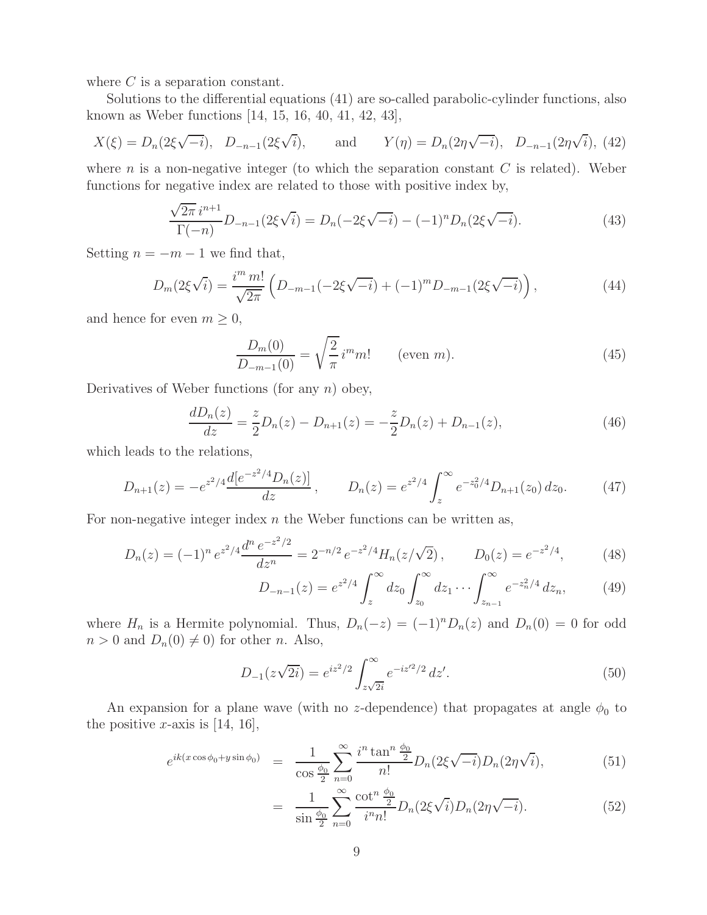where $C$ is a separation constant.

Solutions to the differential equations (41) are so-called parabolic-cylinder functions, also known as Weber functions [14, 15, 16, 40, 41, 42, 43],

$$X(\xi) = D_n(2\xi\sqrt{-i}), \quad D_{-n-1}(2\xi\sqrt{i}), \qquad \text{and} \qquad Y(\eta) = D_n(2\eta\sqrt{-i}), \quad D_{-n-1}(2\eta\sqrt{i}), \tag{42}$$

where $n$ is a non-negative integer (to which the separation constant $C$ is related). Weber functions for negative index are related to those with positive index by,

$$\frac{\sqrt{2\pi}\, i^{n+1}}{\Gamma(-n)} D_{-n-1}(2\xi\sqrt{i}) = D_n(-2\xi\sqrt{-i}) - (-1)^n D_n(2\xi\sqrt{-i}). \tag{43}$$

Setting $n = -m-1$ we find that,

$$D_m(2\xi\sqrt{i}) = \frac{i^m\, m!}{\sqrt{2\pi}} \left( D_{-m-1}(-2\xi\sqrt{-i}) + (-1)^m D_{-m-1}(2\xi\sqrt{-i}) \right), \tag{44}$$

and hence for even $m \geq 0$,

$$\frac{D_m(0)}{D_{-m-1}(0)} = \sqrt{\frac{2}{\pi}}\, i^m m! \qquad \text{(even } m\text{)}. \tag{45}$$

Derivatives of Weber functions (for any $n$) obey,

$$\frac{dD_n(z)}{dz} = \frac{z}{2} D_n(z) - D_{n+1}(z) = -\frac{z}{2} D_n(z) + D_{n-1}(z), \tag{46}$$

which leads to the relations,

$$D_{n+1}(z) = -e^{z^2/4} \frac{d[e^{-z^2/4} D_n(z)]}{dz}, \qquad D_n(z) = e^{z^2/4} \int_z^\infty e^{-z_0^2/4} D_{n+1}(z_0)\, dz_0. \tag{47}$$

For non-negative integer index $n$ the Weber functions can be written as,

$$D_n(z) = (-1)^n e^{z^2/4} \frac{d^n\, e^{-z^2/2}}{dz^n} = 2^{-n/2} e^{-z^2/4} H_n(z/\sqrt{2}), \qquad D_0(z) = e^{-z^2/4}, \tag{48}$$

$$D_{-n-1}(z) = e^{z^2/4} \int_z^\infty dz_0 \int_{z_0}^\infty dz_1 \cdots \int_{z_{n-1}}^\infty e^{-z_n^2/4}\, dz_n, \tag{49}$$

where $H_n$ is a Hermite polynomial. Thus, $D_n(-z) = (-1)^n D_n(z)$ and $D_n(0) = 0$ for odd $n > 0$ and $D_n(0) \neq 0$) for other $n$. Also,

$$D_{-1}(z\sqrt{2i}) = e^{iz^2/2} \int_{z\sqrt{2i}}^\infty e^{-iz'^2/2}\, dz'. \tag{50}$$

An expansion for a plane wave (with no $z$-dependence) that propagates at angle $\phi_0$ to the positive $x$-axis is [14, 16],

$$e^{ik(x\cos\phi_0 + y\sin\phi_0)} = \frac{1}{\cos\frac{\phi_0}{2}} \sum_{n=0}^\infty \frac{i^n \tan^n \frac{\phi_0}{2}}{n!} D_n(2\xi\sqrt{-i}) D_n(2\eta\sqrt{i}), \tag{51}$$

$$= \frac{1}{\sin\frac{\phi_0}{2}} \sum_{n=0}^\infty \frac{\cot^n \frac{\phi_0}{2}}{i^n n!} D_n(2\xi\sqrt{i}) D_n(2\eta\sqrt{-i}). \tag{52}$$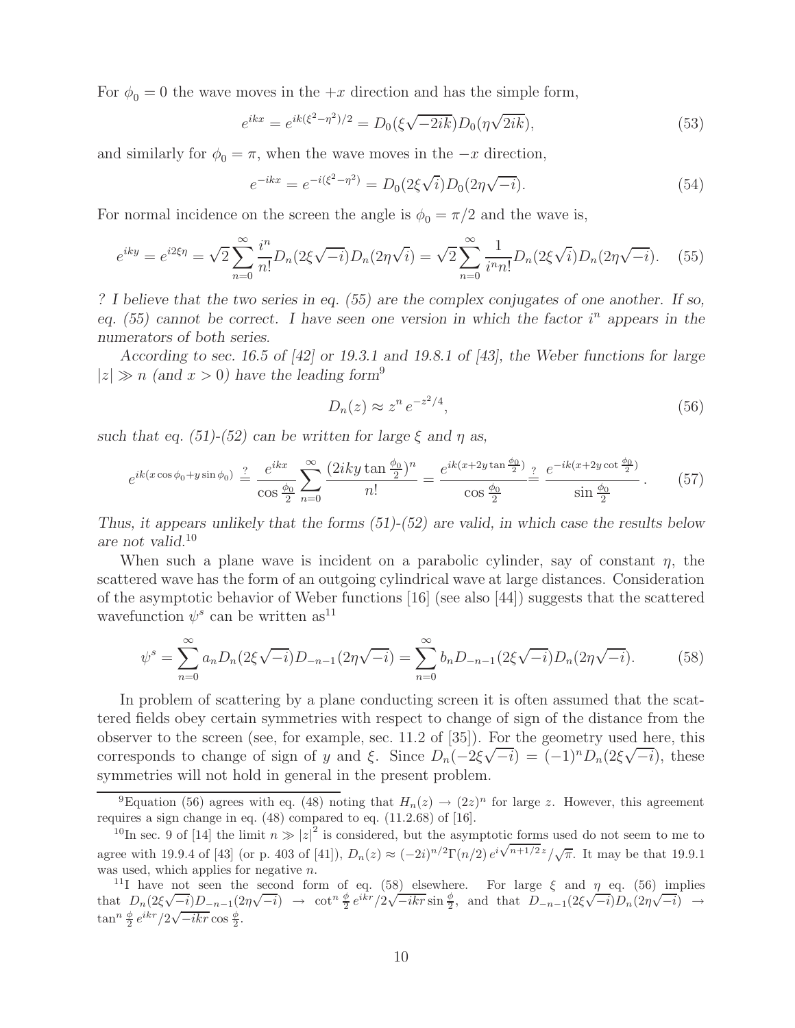For $\phi_0 = 0$ the wave moves in the $+x$ direction and has the simple form,

$$e^{ikx} = e^{ik(\xi^2-\eta^2)/2} = D_0(\xi\sqrt{-2ik})D_0(\eta\sqrt{2ik}), \tag{53}$$

and similarly for $\phi_0 = \pi$, when the wave moves in the $-x$ direction,

$$e^{-ikx} = e^{-i(\xi^2-\eta^2)} = D_0(2\xi\sqrt{i})D_0(2\eta\sqrt{-i}). \tag{54}$$

For normal incidence on the screen the angle is $\phi_0 = \pi/2$ and the wave is,

$$e^{iky} = e^{i2\xi\eta} = \sqrt{2}\sum_{n=0}^{\infty} \frac{i^n}{n!} D_n(2\xi\sqrt{-i})D_n(2\eta\sqrt{i}) = \sqrt{2}\sum_{n=0}^{\infty} \frac{1}{i^n n!} D_n(2\xi\sqrt{i})D_n(2\eta\sqrt{-i}). \tag{55}$$

*? I believe that the two series in eq. (55) are the complex conjugates of one another. If so, eq. (55) cannot be correct. I have seen one version in which the factor $i^n$ appears in the numerators of both series.*

*According to sec. 16.5 of [42] or 19.3.1 and 19.8.1 of [43], the Weber functions for large $|z| \gg n$ (and $x > 0$) have the leading form*[9]

$$D_n(z) \approx z^n\, e^{-z^2/4}, \tag{56}$$

*such that eq. (51)-(52) can be written for large $\xi$ and $\eta$ as,*

$$e^{ik(x\cos\phi_0 + y\sin\phi_0)} \stackrel{?}{=} \frac{e^{ikx}}{\cos\frac{\phi_0}{2}} \sum_{n=0}^{\infty} \frac{(2iky\tan\frac{\phi_0}{2})^n}{n!} = \frac{e^{ik(x+2y\tan\frac{\phi_0}{2})}}{\cos\frac{\phi_0}{2}} \stackrel{?}{=} \frac{e^{-ik(x+2y\cot\frac{\phi_0}{2})}}{\sin\frac{\phi_0}{2}}. \tag{57}$$

*Thus, it appears unlikely that the forms (51)-(52) are valid, in which case the results below are not valid.*[10]

When such a plane wave is incident on a parabolic cylinder, say of constant $\eta$, the scattered wave has the form of an outgoing cylindrical wave at large distances. Consideration of the asymptotic behavior of Weber functions [16] (see also [44]) suggests that the scattered wavefunction $\psi^s$ can be written as[11]

$$\psi^s = \sum_{n=0}^{\infty} a_n D_n(2\xi\sqrt{-i})D_{-n-1}(2\eta\sqrt{-i}) = \sum_{n=0}^{\infty} b_n D_{-n-1}(2\xi\sqrt{-i})D_n(2\eta\sqrt{-i}). \tag{58}$$

In problem of scattering by a plane conducting screen it is often assumed that the scattered fields obey certain symmetries with respect to change of sign of the distance from the observer to the screen (see, for example, sec. 11.2 of [35]). For the geometry used here, this corresponds to change of sign of $y$ and $\xi$. Since $D_n(-2\xi\sqrt{-i}) = (-1)^n D_n(2\xi\sqrt{-i})$, these symmetries will not hold in general in the present problem.

---

[9] Equation (56) agrees with eq. (48) noting that $H_n(z) \to (2z)^n$ for large $z$. However, this agreement requires a sign change in eq. (48) compared to eq. (11.2.68) of [16].

[10] In sec. 9 of [14] the limit $n \gg |z|^2$ is considered, but the asymptotic forms used do not seem to me to agree with 19.9.4 of [43] (or p. 403 of [41]), $D_n(z) \approx (-2i)^{n/2}\Gamma(n/2)\, e^{i\sqrt{n+1/2}\,z}/\sqrt{\pi}$. It may be that 19.9.1 was used, which applies for negative $n$.

[11] I have not seen the second form of eq. (58) elsewhere. For large $\xi$ and $\eta$ eq. (56) implies that $D_n(2\xi\sqrt{-i})D_{-n-1}(2\eta\sqrt{-i}) \to \cot^n\frac{\phi}{2}\, e^{ikr}/2\sqrt{-ikr}\sin\frac{\phi}{2}$, and that $D_{-n-1}(2\xi\sqrt{-i})D_n(2\eta\sqrt{-i}) \to \tan^n\frac{\phi}{2}\, e^{ikr}/2\sqrt{-ikr}\cos\frac{\phi}{2}$.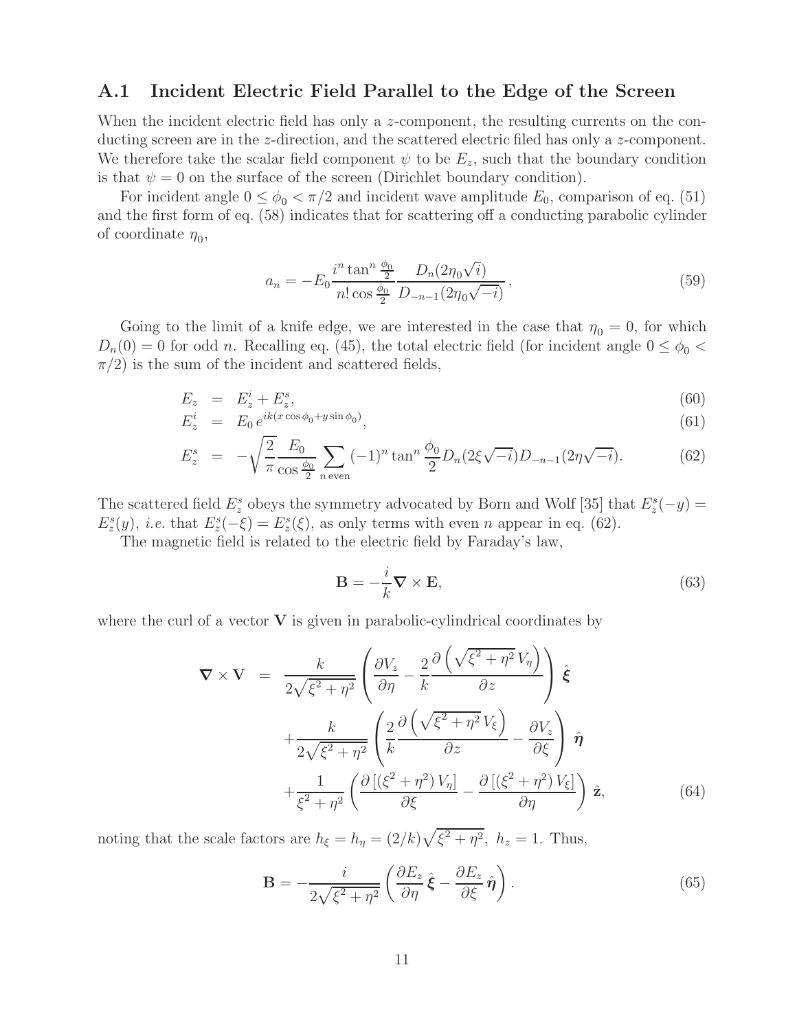### A.1 Incident Electric Field Parallel to the Edge of the Screen

When the incident electric field has only a $z$-component, the resulting currents on the conducting screen are in the $z$-direction, and the scattered electric filed has only a $z$-component. We therefore take the scalar field component $\psi$ to be $E_z$, such that the boundary condition is that $\psi = 0$ on the surface of the screen (Dirichlet boundary condition).

For incident angle $0 \le \phi_0 < \pi/2$ and incident wave amplitude $E_0$, comparison of eq. (51) and the first form of eq. (58) indicates that for scattering off a conducting parabolic cylinder of coordinate $\eta_0$,

$$a_n = -E_0 \frac{i^n \tan^n \frac{\phi_0}{2}}{n! \cos \frac{\phi_0}{2}} \frac{D_n(2\eta_0\sqrt{i})}{D_{-n-1}(2\eta_0\sqrt{-i})}, \tag{59}$$

Going to the limit of a knife edge, we are interested in the case that $\eta_0 = 0$, for which $D_n(0) = 0$ for odd $n$. Recalling eq. (45), the total electric field (for incident angle $0 \le \phi_0 < \pi/2$) is the sum of the incident and scattered fields,

$$E_z = E_z^i + E_z^s, \tag{60}$$

$$E_z^i = E_0 \, e^{ik(x\cos\phi_0 + y\sin\phi_0)}, \tag{61}$$

$$E_z^s = -\sqrt{\frac{2}{\pi}} \frac{E_0}{\cos\frac{\phi_0}{2}} \sum_{n\,\mathrm{even}} (-1)^n \tan^n \frac{\phi_0}{2} D_n(2\xi\sqrt{-i}) D_{-n-1}(2\eta\sqrt{-i}). \tag{62}$$

The scattered field $E_z^s$ obeys the symmetry advocated by Born and Wolf [35] that $E_z^s(-y) = E_z^s(y)$, *i.e.* that $E_z^s(-\xi) = E_z^s(\xi)$, as only terms with even $n$ appear in eq. (62).

The magnetic field is related to the electric field by Faraday's law,

$$\mathbf{B} = -\frac{i}{k} \boldsymbol{\nabla} \times \mathbf{E}, \tag{63}$$

where the curl of a vector $\mathbf{V}$ is given in parabolic-cylindrical coordinates by

$$\begin{aligned}
\boldsymbol{\nabla} \times \mathbf{V} \;=\; & \frac{k}{2\sqrt{\xi^2+\eta^2}} \left( \frac{\partial V_z}{\partial \eta} - \frac{2}{k} \frac{\partial \left(\sqrt{\xi^2+\eta^2}\, V_\eta\right)}{\partial z} \right) \hat{\boldsymbol{\xi}} \\
& + \frac{k}{2\sqrt{\xi^2+\eta^2}} \left( \frac{2}{k} \frac{\partial \left(\sqrt{\xi^2+\eta^2}\, V_\xi\right)}{\partial z} - \frac{\partial V_z}{\partial \xi} \right) \hat{\boldsymbol{\eta}} \\
& + \frac{1}{\xi^2+\eta^2} \left( \frac{\partial \left[(\xi^2+\eta^2)\, V_\eta\right]}{\partial \xi} - \frac{\partial \left[(\xi^2+\eta^2)\, V_\xi\right]}{\partial \eta} \right) \hat{\mathbf{z}},
\end{aligned} \tag{64}$$

noting that the scale factors are $h_\xi = h_\eta = (2/k)\sqrt{\xi^2+\eta^2}$, $h_z = 1$. Thus,

$$\mathbf{B} = -\frac{i}{2\sqrt{\xi^2+\eta^2}} \left( \frac{\partial E_z}{\partial \eta} \, \hat{\boldsymbol{\xi}} - \frac{\partial E_z}{\partial \xi} \, \hat{\boldsymbol{\eta}} \right). \tag{65}$$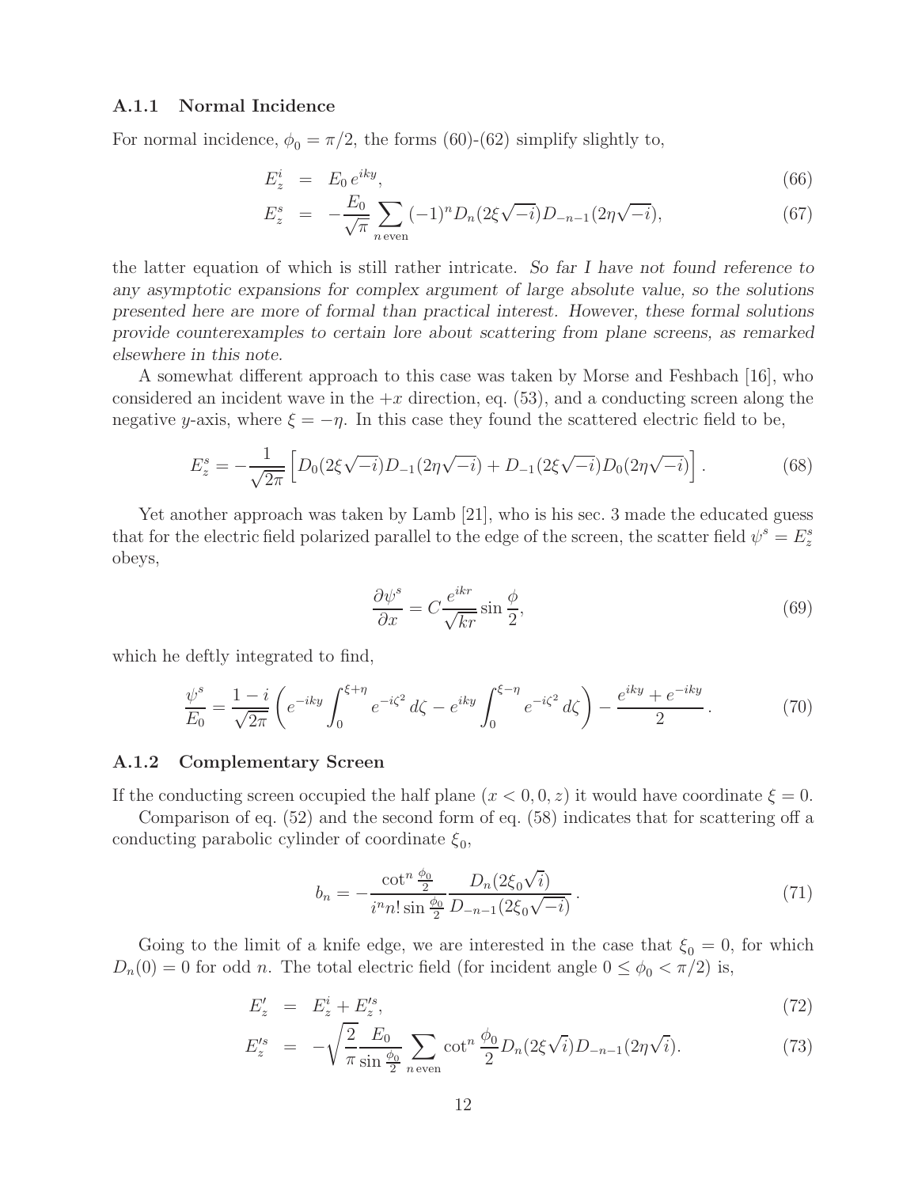### A.1.1 Normal Incidence

For normal incidence, $\phi_0 = \pi/2$, the forms (60)-(62) simplify slightly to,

$$
\begin{aligned}
E_z^i &= E_0\, e^{iky}, && (66)\\
E_z^s &= -\frac{E_0}{\sqrt{\pi}} \sum_{n\,\mathrm{even}} (-1)^n D_n(2\xi\sqrt{-i}) D_{-n-1}(2\eta\sqrt{-i}), && (67)
\end{aligned}
$$

the latter equation of which is still rather intricate. *So far I have not found reference to any asymptotic expansions for complex argument of large absolute value, so the solutions presented here are more of formal than practical interest. However, these formal solutions provide counterexamples to certain lore about scattering from plane screens, as remarked elsewhere in this note.*

A somewhat different approach to this case was taken by Morse and Feshbach [16], who considered an incident wave in the $+x$ direction, eq. (53), and a conducting screen along the negative $y$-axis, where $\xi = -\eta$. In this case they found the scattered electric field to be,

$$
E_z^s = -\frac{1}{\sqrt{2\pi}} \left[ D_0(2\xi\sqrt{-i}) D_{-1}(2\eta\sqrt{-i}) + D_{-1}(2\xi\sqrt{-i}) D_0(2\eta\sqrt{-i}) \right]. \tag{68}
$$

Yet another approach was taken by Lamb [21], who is his sec. 3 made the educated guess that for the electric field polarized parallel to the edge of the screen, the scatter field $\psi^s = E_z^s$ obeys,

$$
\frac{\partial \psi^s}{\partial x} = C \frac{e^{ikr}}{\sqrt{kr}} \sin\frac{\phi}{2}, \tag{69}
$$

which he deftly integrated to find,

$$
\frac{\psi^s}{E_0} = \frac{1-i}{\sqrt{2\pi}} \left( e^{-iky} \int_0^{\xi+\eta} e^{-i\zeta^2}\, d\zeta - e^{iky} \int_0^{\xi-\eta} e^{-i\zeta^2}\, d\zeta \right) - \frac{e^{iky} + e^{-iky}}{2}. \tag{70}
$$

### A.1.2 Complementary Screen

If the conducting screen occupied the half plane $(x < 0, 0, z)$ it would have coordinate $\xi = 0$.

Comparison of eq. (52) and the second form of eq. (58) indicates that for scattering off a conducting parabolic cylinder of coordinate $\xi_0$,

$$
b_n = -\frac{\cot^n \frac{\phi_0}{2}}{i^n n! \sin\frac{\phi_0}{2}} \frac{D_n(2\xi_0\sqrt{i})}{D_{-n-1}(2\xi_0\sqrt{-i})}. \tag{71}
$$

Going to the limit of a knife edge, we are interested in the case that $\xi_0 = 0$, for which $D_n(0) = 0$ for odd $n$. The total electric field (for incident angle $0 \le \phi_0 < \pi/2$) is,

$$
\begin{aligned}
E_z' &= E_z^i + E_z'^s, && (72)\\
E_z'^s &= -\sqrt{\frac{2}{\pi}} \frac{E_0}{\sin\frac{\phi_0}{2}} \sum_{n\,\mathrm{even}} \cot^n \frac{\phi_0}{2} D_n(2\xi\sqrt{i}) D_{-n-1}(2\eta\sqrt{i}). && (73)
\end{aligned}
$$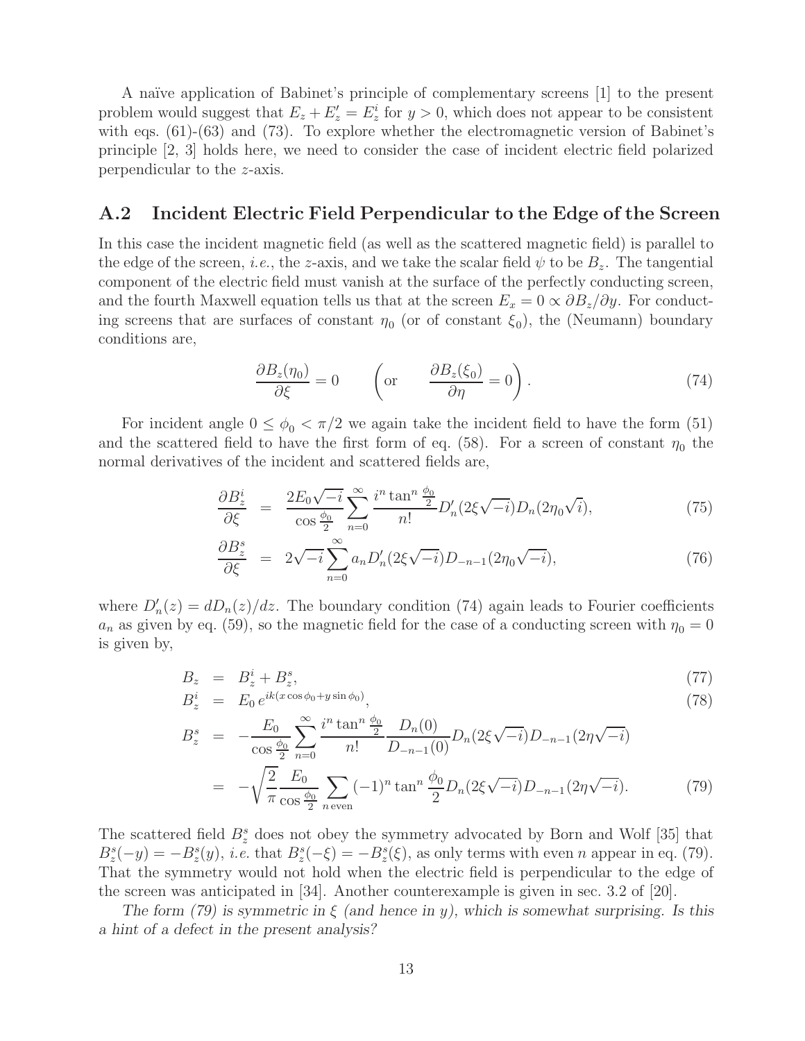A naïve application of Babinet's principle of complementary screens [1] to the present problem would suggest that $E_z + E'_z = E^i_z$ for $y > 0$, which does not appear to be consistent with eqs. (61)-(63) and (73). To explore whether the electromagnetic version of Babinet's principle [2, 3] holds here, we need to consider the case of incident electric field polarized perpendicular to the $z$-axis.

## A.2 Incident Electric Field Perpendicular to the Edge of the Screen

In this case the incident magnetic field (as well as the scattered magnetic field) is parallel to the edge of the screen, *i.e.*, the $z$-axis, and we take the scalar field $\psi$ to be $B_z$. The tangential component of the electric field must vanish at the surface of the perfectly conducting screen, and the fourth Maxwell equation tells us that at the screen $E_x = 0 \propto \partial B_z/\partial y$. For conducting screens that are surfaces of constant $\eta_0$ (or of constant $\xi_0$), the (Neumann) boundary conditions are,

$$\frac{\partial B_z(\eta_0)}{\partial \xi} = 0 \qquad \left(\text{or} \qquad \frac{\partial B_z(\xi_0)}{\partial \eta} = 0\right). \tag{74}$$

For incident angle $0 \le \phi_0 < \pi/2$ we again take the incident field to have the form (51) and the scattered field to have the first form of eq. (58). For a screen of constant $\eta_0$ the normal derivatives of the incident and scattered fields are,

$$\frac{\partial B^i_z}{\partial \xi} = \frac{2E_0\sqrt{-i}}{\cos\frac{\phi_0}{2}} \sum_{n=0}^{\infty} \frac{i^n \tan^n \frac{\phi_0}{2}}{n!} D'_n(2\xi\sqrt{-i}) D_n(2\eta_0\sqrt{i}), \tag{75}$$

$$\frac{\partial B^s_z}{\partial \xi} = 2\sqrt{-i} \sum_{n=0}^{\infty} a_n D'_n(2\xi\sqrt{-i}) D_{-n-1}(2\eta_0\sqrt{-i}), \tag{76}$$

where $D'_n(z) = dD_n(z)/dz$. The boundary condition (74) again leads to Fourier coefficients $a_n$ as given by eq. (59), so the magnetic field for the case of a conducting screen with $\eta_0 = 0$ is given by,

$$B_z = B^i_z + B^s_z, \tag{77}$$

$$B^i_z = E_0\, e^{ik(x\cos\phi_0 + y\sin\phi_0)}, \tag{78}$$

$$\begin{aligned} B^s_z &= -\frac{E_0}{\cos\frac{\phi_0}{2}} \sum_{n=0}^{\infty} \frac{i^n \tan^n \frac{\phi_0}{2}}{n!} \frac{D_n(0)}{D_{-n-1}(0)} D_n(2\xi\sqrt{-i}) D_{-n-1}(2\eta\sqrt{-i}) \\ &= -\sqrt{\frac{2}{\pi}} \frac{E_0}{\cos\frac{\phi_0}{2}} \sum_{n\,\text{even}} (-1)^n \tan^n \frac{\phi_0}{2} D_n(2\xi\sqrt{-i}) D_{-n-1}(2\eta\sqrt{-i}). \end{aligned} \tag{79}$$

The scattered field $B^s_z$ does not obey the symmetry advocated by Born and Wolf [35] that $B^s_z(-y) = -B^s_z(y)$, *i.e.* that $B^s_z(-\xi) = -B^s_z(\xi)$, as only terms with even $n$ appear in eq. (79). That the symmetry would not hold when the electric field is perpendicular to the edge of the screen was anticipated in [34]. Another counterexample is given in sec. 3.2 of [20].

*The form (79) is symmetric in $\xi$ (and hence in $y$), which is somewhat surprising. Is this a hint of a defect in the present analysis?*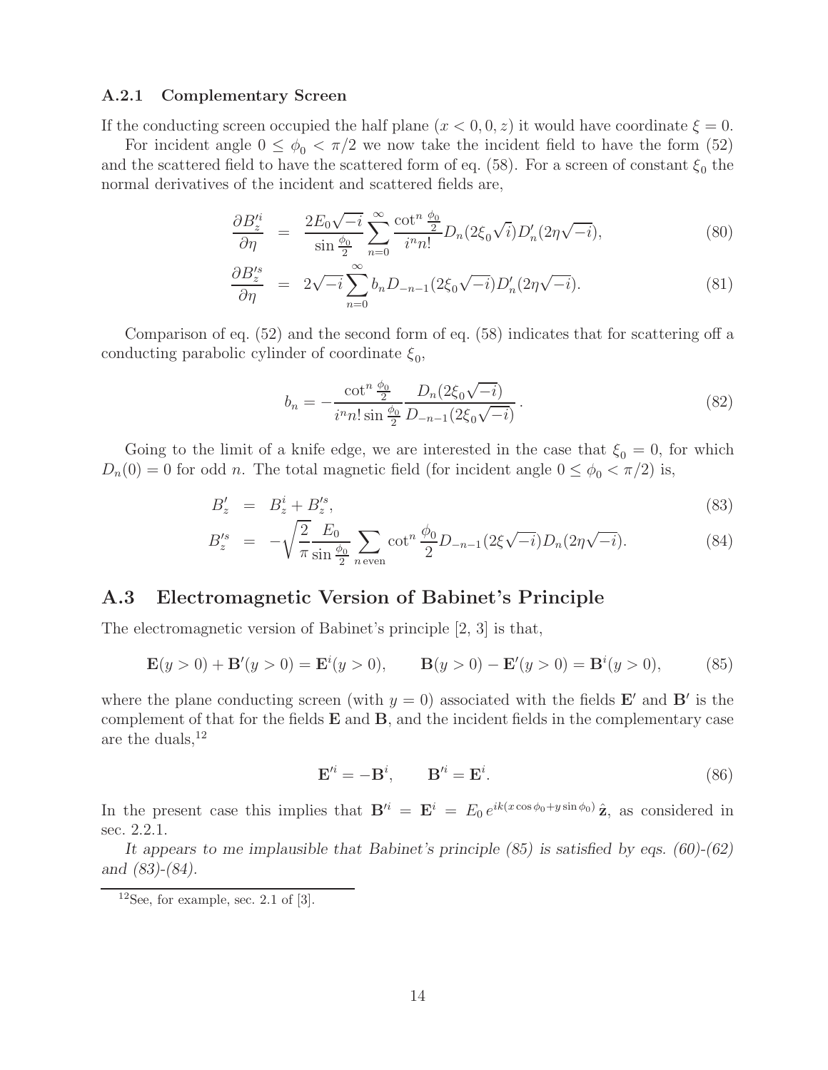### A.2.1 Complementary Screen

If the conducting screen occupied the half plane $(x < 0, 0, z)$ it would have coordinate $\xi = 0$.

For incident angle $0 \le \phi_0 < \pi/2$ we now take the incident field to have the form (52) and the scattered field to have the scattered form of eq. (58). For a screen of constant $\xi_0$ the normal derivatives of the incident and scattered fields are,

$$
\frac{\partial B_z'^i}{\partial \eta} = \frac{2E_0\sqrt{-i}}{\sin\frac{\phi_0}{2}} \sum_{n=0}^{\infty} \frac{\cot^n \frac{\phi_0}{2}}{i^n n!} D_n(2\xi_0\sqrt{i}) D_n'(2\eta\sqrt{-i}), \tag{80}
$$

$$
\frac{\partial B_z'^s}{\partial \eta} = 2\sqrt{-i} \sum_{n=0}^{\infty} b_n D_{-n-1}(2\xi_0\sqrt{-i}) D_n'(2\eta\sqrt{-i}). \tag{81}
$$

Comparison of eq. (52) and the second form of eq. (58) indicates that for scattering off a conducting parabolic cylinder of coordinate $\xi_0$,

$$
b_n = -\frac{\cot^n \frac{\phi_0}{2}}{i^n n! \sin\frac{\phi_0}{2}} \frac{D_n(2\xi_0\sqrt{-i})}{D_{-n-1}(2\xi_0\sqrt{-i})}. \tag{82}
$$

Going to the limit of a knife edge, we are interested in the case that $\xi_0 = 0$, for which $D_n(0) = 0$ for odd $n$. The total magnetic field (for incident angle $0 \le \phi_0 < \pi/2$) is,

$$
B_z' = B_z^i + B_z'^s, \tag{83}
$$

$$
B_z'^s = -\sqrt{\frac{2}{\pi}} \frac{E_0}{\sin\frac{\phi_0}{2}} \sum_{n\,\text{even}} \cot^n \frac{\phi_0}{2} D_{-n-1}(2\xi\sqrt{-i}) D_n(2\eta\sqrt{-i}). \tag{84}
$$

## A.3 Electromagnetic Version of Babinet's Principle

The electromagnetic version of Babinet's principle [2, 3] is that,

$$
\mathbf{E}(y > 0) + \mathbf{B}'(y > 0) = \mathbf{E}^i(y > 0), \qquad \mathbf{B}(y > 0) - \mathbf{E}'(y > 0) = \mathbf{B}^i(y > 0), \tag{85}
$$

where the plane conducting screen (with $y = 0$) associated with the fields $\mathbf{E}'$ and $\mathbf{B}'$ is the complement of that for the fields $\mathbf{E}$ and $\mathbf{B}$, and the incident fields in the complementary case are the duals,[12]

$$
\mathbf{E}'^i = -\mathbf{B}^i, \qquad \mathbf{B}'^i = \mathbf{E}^i. \tag{86}
$$

In the present case this implies that $\mathbf{B}'^i = \mathbf{E}^i = E_0\, e^{ik(x\cos\phi_0 + y\sin\phi_0)}\,\hat{\mathbf{z}}$, as considered in sec. 2.2.1.

*It appears to me implausible that Babinet's principle (85) is satisfied by eqs. (60)-(62) and (83)-(84).*

[12] See, for example, sec. 2.1 of [3].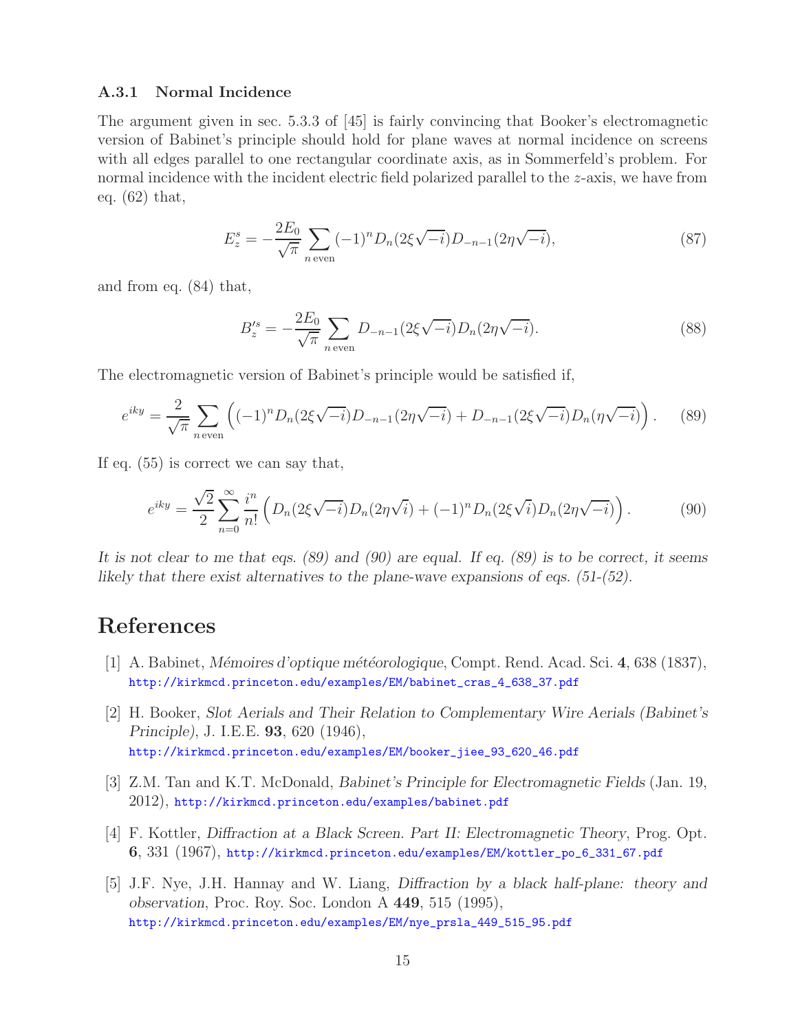### A.3.1 Normal Incidence

The argument given in sec. 5.3.3 of [45] is fairly convincing that Booker's electromagnetic version of Babinet's principle should hold for plane waves at normal incidence on screens with all edges parallel to one rectangular coordinate axis, as in Sommerfeld's problem. For normal incidence with the incident electric field polarized parallel to the $z$-axis, we have from eq. (62) that,

$$E_z^s = -\frac{2E_0}{\sqrt{\pi}} \sum_{n \,\mathrm{even}} (-1)^n D_n(2\xi\sqrt{-i}) D_{-n-1}(2\eta\sqrt{-i}), \tag{87}$$

and from eq. (84) that,

$$B_z'^s = -\frac{2E_0}{\sqrt{\pi}} \sum_{n \,\mathrm{even}} D_{-n-1}(2\xi\sqrt{-i}) D_n(2\eta\sqrt{-i}). \tag{88}$$

The electromagnetic version of Babinet's principle would be satisfied if,

$$e^{iky} = \frac{2}{\sqrt{\pi}} \sum_{n \,\mathrm{even}} \Big( (-1)^n D_n(2\xi\sqrt{-i}) D_{-n-1}(2\eta\sqrt{-i}) + D_{-n-1}(2\xi\sqrt{-i}) D_n(\eta\sqrt{-i}) \Big). \tag{89}$$

If eq. (55) is correct we can say that,

$$e^{iky} = \frac{\sqrt{2}}{2} \sum_{n=0}^{\infty} \frac{i^n}{n!} \Big( D_n(2\xi\sqrt{-i}) D_n(2\eta\sqrt{i}) + (-1)^n D_n(2\xi\sqrt{i}) D_n(2\eta\sqrt{-i}) \Big). \tag{90}$$

*It is not clear to me that eqs. (89) and (90) are equal. If eq. (89) is to be correct, it seems likely that there exist alternatives to the plane-wave expansions of eqs. (51-(52).*

## References

[1] A. Babinet, *Mémoires d'optique météorologique*, Compt. Rend. Acad. Sci. **4**, 638 (1837), http://kirkmcd.princeton.edu/examples/EM/babinet_cras_4_638_37.pdf

[2] H. Booker, *Slot Aerials and Their Relation to Complementary Wire Aerials (Babinet's Principle)*, J. I.E.E. **93**, 620 (1946), http://kirkmcd.princeton.edu/examples/EM/booker_jiee_93_620_46.pdf

[3] Z.M. Tan and K.T. McDonald, *Babinet's Principle for Electromagnetic Fields* (Jan. 19, 2012), http://kirkmcd.princeton.edu/examples/babinet.pdf

[4] F. Kottler, *Diffraction at a Black Screen. Part II: Electromagnetic Theory*, Prog. Opt. **6**, 331 (1967), http://kirkmcd.princeton.edu/examples/EM/kottler_po_6_331_67.pdf

[5] J.F. Nye, J.H. Hannay and W. Liang, *Diffraction by a black half-plane: theory and observation*, Proc. Roy. Soc. London A **449**, 515 (1995), http://kirkmcd.princeton.edu/examples/EM/nye_prsla_449_515_95.pdf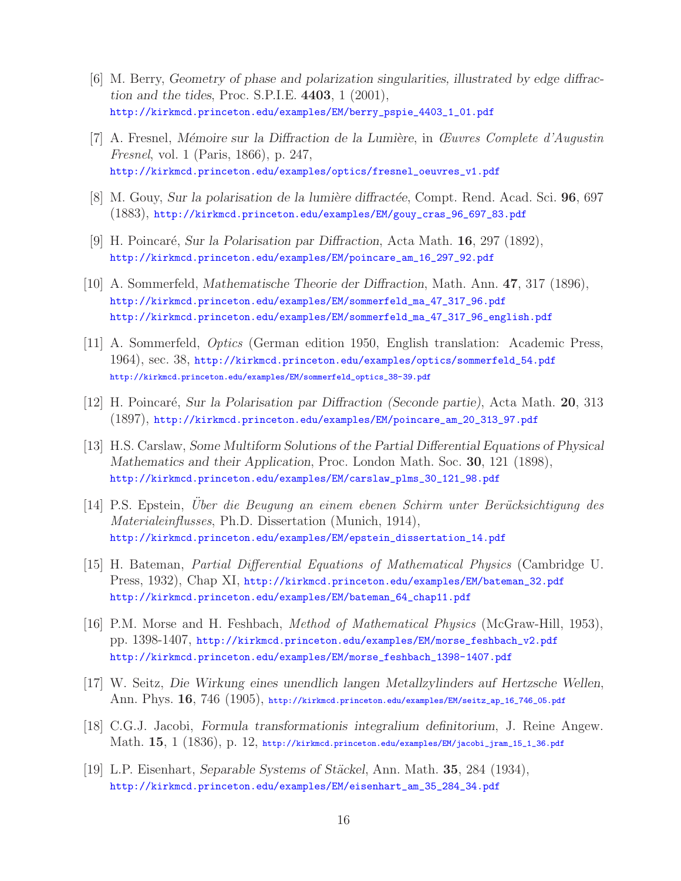[6] M. Berry, *Geometry of phase and polarization singularities, illustrated by edge diffraction and the tides*, Proc. S.P.I.E. **4403**, 1 (2001),
http://kirkmcd.princeton.edu/examples/EM/berry_pspie_4403_1_01.pdf

[7] A. Fresnel, *Mémoire sur la Diffraction de la Lumière*, in *Œuvres Complete d'Augustin Fresnel*, vol. 1 (Paris, 1866), p. 247,
http://kirkmcd.princeton.edu/examples/optics/fresnel_oeuvres_v1.pdf

[8] M. Gouy, *Sur la polarisation de la lumière diffractée*, Compt. Rend. Acad. Sci. **96**, 697 (1883), http://kirkmcd.princeton.edu/examples/EM/gouy_cras_96_697_83.pdf

[9] H. Poincaré, *Sur la Polarisation par Diffraction*, Acta Math. **16**, 297 (1892),
http://kirkmcd.princeton.edu/examples/EM/poincare_am_16_297_92.pdf

[10] A. Sommerfeld, *Mathematische Theorie der Diffraction*, Math. Ann. **47**, 317 (1896),
http://kirkmcd.princeton.edu/examples/EM/sommerfeld_ma_47_317_96.pdf
http://kirkmcd.princeton.edu/examples/EM/sommerfeld_ma_47_317_96_english.pdf

[11] A. Sommerfeld, *Optics* (German edition 1950, English translation: Academic Press, 1964), sec. 38, http://kirkmcd.princeton.edu/examples/optics/sommerfeld_54.pdf
http://kirkmcd.princeton.edu/examples/EM/sommerfeld_optics_38-39.pdf

[12] H. Poincaré, *Sur la Polarisation par Diffraction (Seconde partie)*, Acta Math. **20**, 313 (1897), http://kirkmcd.princeton.edu/examples/EM/poincare_am_20_313_97.pdf

[13] H.S. Carslaw, *Some Multiform Solutions of the Partial Differential Equations of Physical Mathematics and their Application*, Proc. London Math. Soc. **30**, 121 (1898),
http://kirkmcd.princeton.edu/examples/EM/carslaw_plms_30_121_98.pdf

[14] P.S. Epstein, *Über die Beugung an einem ebenen Schirm unter Berücksichtigung des Materialeinflusses*, Ph.D. Dissertation (Munich, 1914),
http://kirkmcd.princeton.edu/examples/EM/epstein_dissertation_14.pdf

[15] H. Bateman, *Partial Differential Equations of Mathematical Physics* (Cambridge U. Press, 1932), Chap XI, http://kirkmcd.princeton.edu/examples/EM/bateman_32.pdf
http://kirkmcd.princeton.edu/examples/EM/bateman_64_chap11.pdf

[16] P.M. Morse and H. Feshbach, *Method of Mathematical Physics* (McGraw-Hill, 1953), pp. 1398-1407, http://kirkmcd.princeton.edu/examples/EM/morse_feshbach_v2.pdf
http://kirkmcd.princeton.edu/examples/EM/morse_feshbach_1398-1407.pdf

[17] W. Seitz, *Die Wirkung eines unendlich langen Metallzylinders auf Hertzsche Wellen*, Ann. Phys. **16**, 746 (1905), http://kirkmcd.princeton.edu/examples/EM/seitz_ap_16_746_05.pdf

[18] C.G.J. Jacobi, *Formula transformationis integralium definitorium*, J. Reine Angew. Math. **15**, 1 (1836), p. 12, http://kirkmcd.princeton.edu/examples/EM/jacobi_jram_15_1_36.pdf

[19] L.P. Eisenhart, *Separable Systems of Stäckel*, Ann. Math. **35**, 284 (1934),
http://kirkmcd.princeton.edu/examples/EM/eisenhart_am_35_284_34.pdf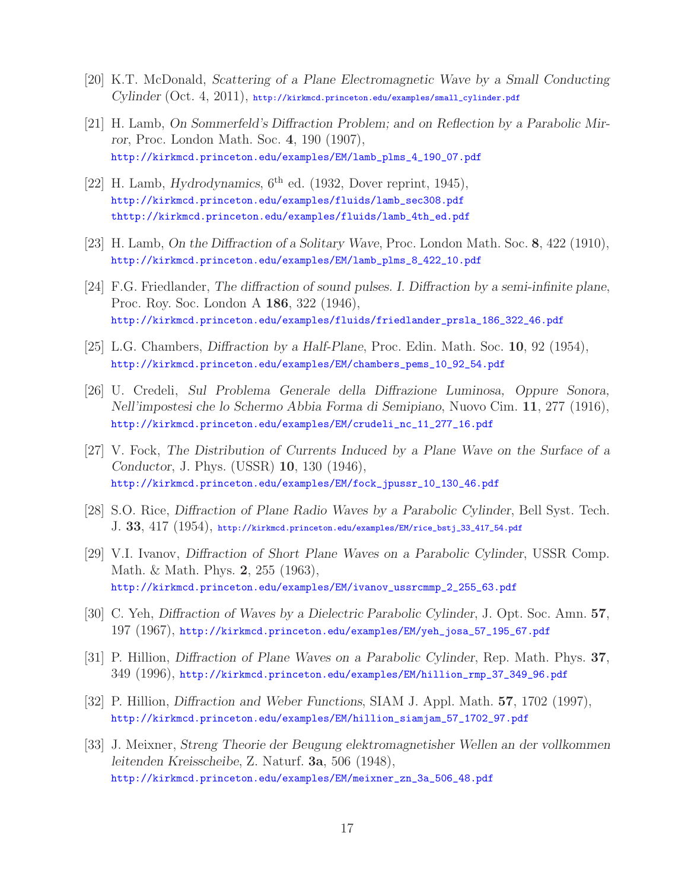[20] K.T. McDonald, *Scattering of a Plane Electromagnetic Wave by a Small Conducting Cylinder* (Oct. 4, 2011), http://kirkmcd.princeton.edu/examples/small_cylinder.pdf

[21] H. Lamb, *On Sommerfeld's Diffraction Problem; and on Reflection by a Parabolic Mirror*, Proc. London Math. Soc. **4**, 190 (1907), http://kirkmcd.princeton.edu/examples/EM/lamb_plms_4_190_07.pdf

[22] H. Lamb, *Hydrodynamics*, 6$^{\rm th}$ ed. (1932, Dover reprint, 1945), http://kirkmcd.princeton.edu/examples/fluids/lamb_sec308.pdf thttp://kirkmcd.princeton.edu/examples/fluids/lamb_4th_ed.pdf

[23] H. Lamb, *On the Diffraction of a Solitary Wave*, Proc. London Math. Soc. **8**, 422 (1910), http://kirkmcd.princeton.edu/examples/EM/lamb_plms_8_422_10.pdf

[24] F.G. Friedlander, *The diffraction of sound pulses. I. Diffraction by a semi-infinite plane*, Proc. Roy. Soc. London A **186**, 322 (1946), http://kirkmcd.princeton.edu/examples/fluids/friedlander_prsla_186_322_46.pdf

[25] L.G. Chambers, *Diffraction by a Half-Plane*, Proc. Edin. Math. Soc. **10**, 92 (1954), http://kirkmcd.princeton.edu/examples/EM/chambers_pems_10_92_54.pdf

[26] U. Credeli, *Sul Problema Generale della Diffrazione Luminosa, Oppure Sonora, Nell'impostesi che lo Schermo Abbia Forma di Semipiano*, Nuovo Cim. **11**, 277 (1916), http://kirkmcd.princeton.edu/examples/EM/crudeli_nc_11_277_16.pdf

[27] V. Fock, *The Distribution of Currents Induced by a Plane Wave on the Surface of a Conductor*, J. Phys. (USSR) **10**, 130 (1946), http://kirkmcd.princeton.edu/examples/EM/fock_jpussr_10_130_46.pdf

[28] S.O. Rice, *Diffraction of Plane Radio Waves by a Parabolic Cylinder*, Bell Syst. Tech. J. **33**, 417 (1954), http://kirkmcd.princeton.edu/examples/EM/rice_bstj_33_417_54.pdf

[29] V.I. Ivanov, *Diffraction of Short Plane Waves on a Parabolic Cylinder*, USSR Comp. Math. & Math. Phys. **2**, 255 (1963), http://kirkmcd.princeton.edu/examples/EM/ivanov_ussrcmmp_2_255_63.pdf

[30] C. Yeh, *Diffraction of Waves by a Dielectric Parabolic Cylinder*, J. Opt. Soc. Amn. **57**, 197 (1967), http://kirkmcd.princeton.edu/examples/EM/yeh_josa_57_195_67.pdf

[31] P. Hillion, *Diffraction of Plane Waves on a Parabolic Cylinder*, Rep. Math. Phys. **37**, 349 (1996), http://kirkmcd.princeton.edu/examples/EM/hillion_rmp_37_349_96.pdf

[32] P. Hillion, *Diffraction and Weber Functions*, SIAM J. Appl. Math. **57**, 1702 (1997), http://kirkmcd.princeton.edu/examples/EM/hillion_siamjam_57_1702_97.pdf

[33] J. Meixner, *Streng Theorie der Beugung elektromagnetisher Wellen an der vollkommen leitenden Kreisscheibe*, Z. Naturf. **3a**, 506 (1948), http://kirkmcd.princeton.edu/examples/EM/meixner_zn_3a_506_48.pdf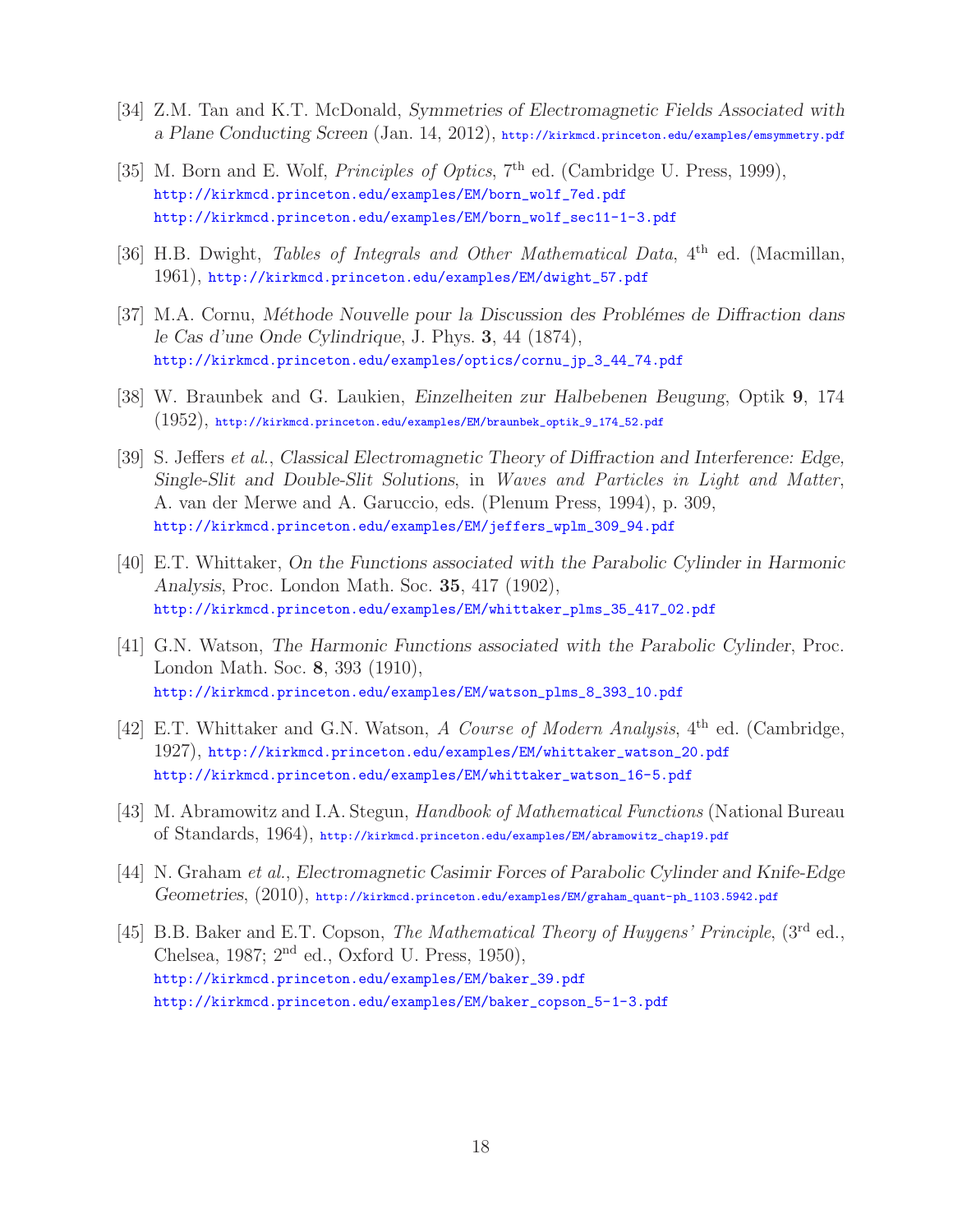[34] Z.M. Tan and K.T. McDonald, *Symmetries of Electromagnetic Fields Associated with a Plane Conducting Screen* (Jan. 14, 2012), http://kirkmcd.princeton.edu/examples/emsymmetry.pdf

[35] M. Born and E. Wolf, *Principles of Optics*, 7th ed. (Cambridge U. Press, 1999), http://kirkmcd.princeton.edu/examples/EM/born_wolf_7ed.pdf http://kirkmcd.princeton.edu/examples/EM/born_wolf_sec11-1-3.pdf

[36] H.B. Dwight, *Tables of Integrals and Other Mathematical Data*, 4th ed. (Macmillan, 1961), http://kirkmcd.princeton.edu/examples/EM/dwight_57.pdf

[37] M.A. Cornu, *Méthode Nouvelle pour la Discussion des Problémes de Diffraction dans le Cas d'une Onde Cylindrique*, J. Phys. **3**, 44 (1874), http://kirkmcd.princeton.edu/examples/optics/cornu_jp_3_44_74.pdf

[38] W. Braunbek and G. Laukien, *Einzelheiten zur Halbebenen Beugung*, Optik **9**, 174 (1952), http://kirkmcd.princeton.edu/examples/EM/braunbek_optik_9_174_52.pdf

[39] S. Jeffers *et al.*, *Classical Electromagnetic Theory of Diffraction and Interference: Edge, Single-Slit and Double-Slit Solutions*, in *Waves and Particles in Light and Matter*, A. van der Merwe and A. Garuccio, eds. (Plenum Press, 1994), p. 309, http://kirkmcd.princeton.edu/examples/EM/jeffers_wplm_309_94.pdf

[40] E.T. Whittaker, *On the Functions associated with the Parabolic Cylinder in Harmonic Analysis*, Proc. London Math. Soc. **35**, 417 (1902), http://kirkmcd.princeton.edu/examples/EM/whittaker_plms_35_417_02.pdf

[41] G.N. Watson, *The Harmonic Functions associated with the Parabolic Cylinder*, Proc. London Math. Soc. **8**, 393 (1910), http://kirkmcd.princeton.edu/examples/EM/watson_plms_8_393_10.pdf

[42] E.T. Whittaker and G.N. Watson, *A Course of Modern Analysis*, 4th ed. (Cambridge, 1927), http://kirkmcd.princeton.edu/examples/EM/whittaker_watson_20.pdf http://kirkmcd.princeton.edu/examples/EM/whittaker_watson_16-5.pdf

[43] M. Abramowitz and I.A. Stegun, *Handbook of Mathematical Functions* (National Bureau of Standards, 1964), http://kirkmcd.princeton.edu/examples/EM/abramowitz_chap19.pdf

[44] N. Graham *et al.*, *Electromagnetic Casimir Forces of Parabolic Cylinder and Knife-Edge Geometries*, (2010), http://kirkmcd.princeton.edu/examples/EM/graham_quant-ph_1103.5942.pdf

[45] B.B. Baker and E.T. Copson, *The Mathematical Theory of Huygens' Principle*, (3rd ed., Chelsea, 1987; 2nd ed., Oxford U. Press, 1950), http://kirkmcd.princeton.edu/examples/EM/baker_39.pdf http://kirkmcd.princeton.edu/examples/EM/baker_copson_5-1-3.pdf